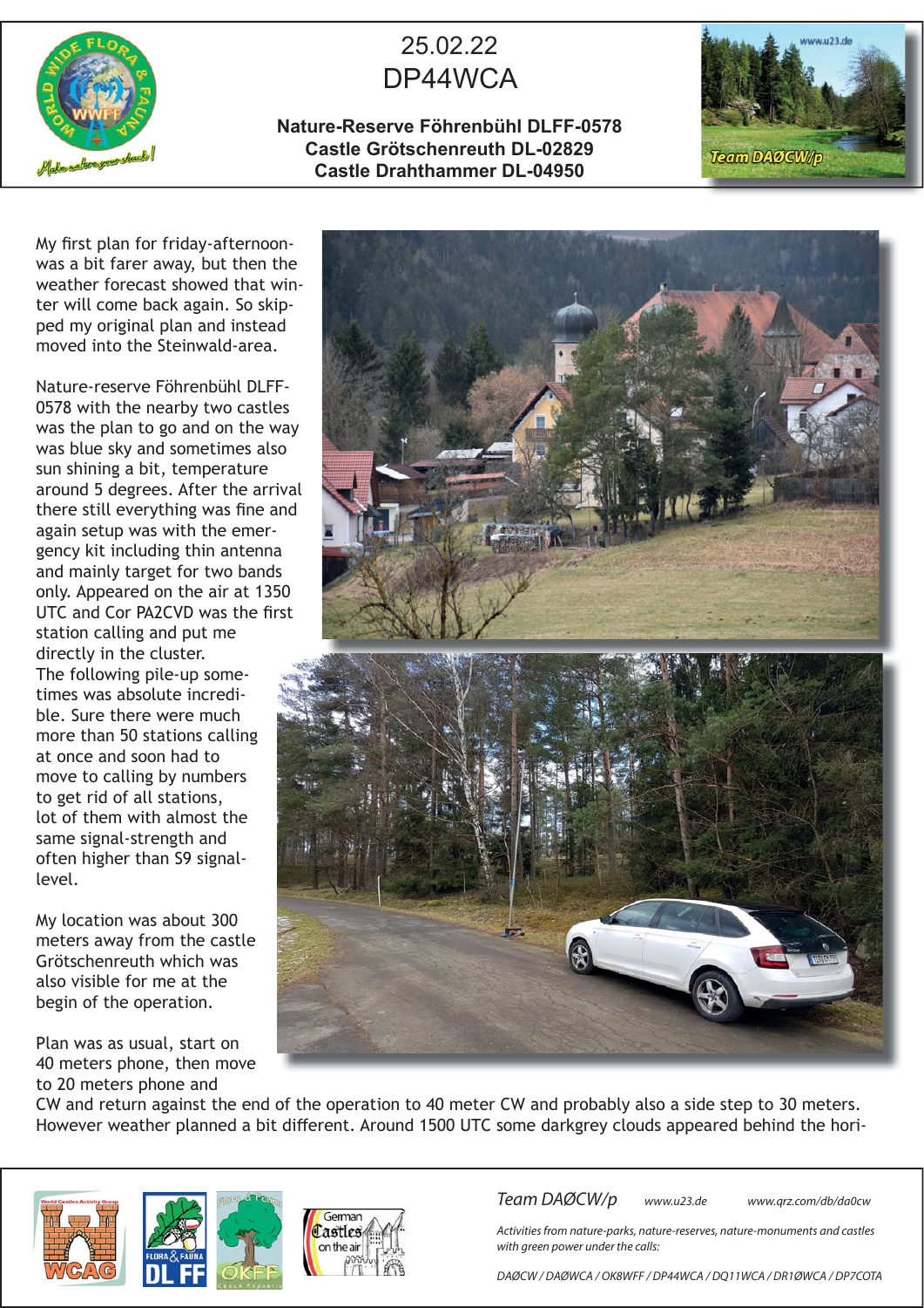# 25.02.22
# DP44WCA

**Nature-Reserve Föhrenbühl DLFF-0578**
**Castle Grötschenreuth DL-02829**
**Castle Drahthammer DL-04950**

My first plan for friday-afternoon-was a bit farer away, but then the weather forecast showed that winter will come back again. So skipped my original plan and instead moved into the Steinwald-area.

Nature-reserve Föhrenbühl DLFF-0578 with the nearby two castles was the plan to go and on the way was blue sky and sometimes also sun shining a bit, temperature around 5 degrees. After the arrival there still everything was fine and again setup was with the emergency kit including thin antenna and mainly target for two bands only. Appeared on the air at 1350 UTC and Cor PA2CVD was the first station calling and put me directly in the cluster.
The following pile-up sometimes was absolute incredible. Sure there were much more than 50 stations calling at once and soon had to move to calling by numbers to get rid of all stations, lot of them with almost the same signal-strength and often higher than S9 signal-level.

My location was about 300 meters away from the castle Grötschenreuth which was also visible for me at the begin of the operation.

Plan was as usual, start on 40 meters phone, then move to 20 meters phone and CW and return against the end of the operation to 40 meter CW and probably also a side step to 30 meters. However weather planned a bit different. Around 1500 UTC some darkgrey clouds appeared behind the hori-

*Team DAØCW/p* *www.u23.de* *www.qrz.com/db/da0cw*

*Activities from nature-parks, nature-reserves, nature-monuments and castles with green power under the calls:*

*DAØCW / DAØWCA / OK8WFF / DP44WCA / DQ11WCA / DR1ØWCA / DP7COTA*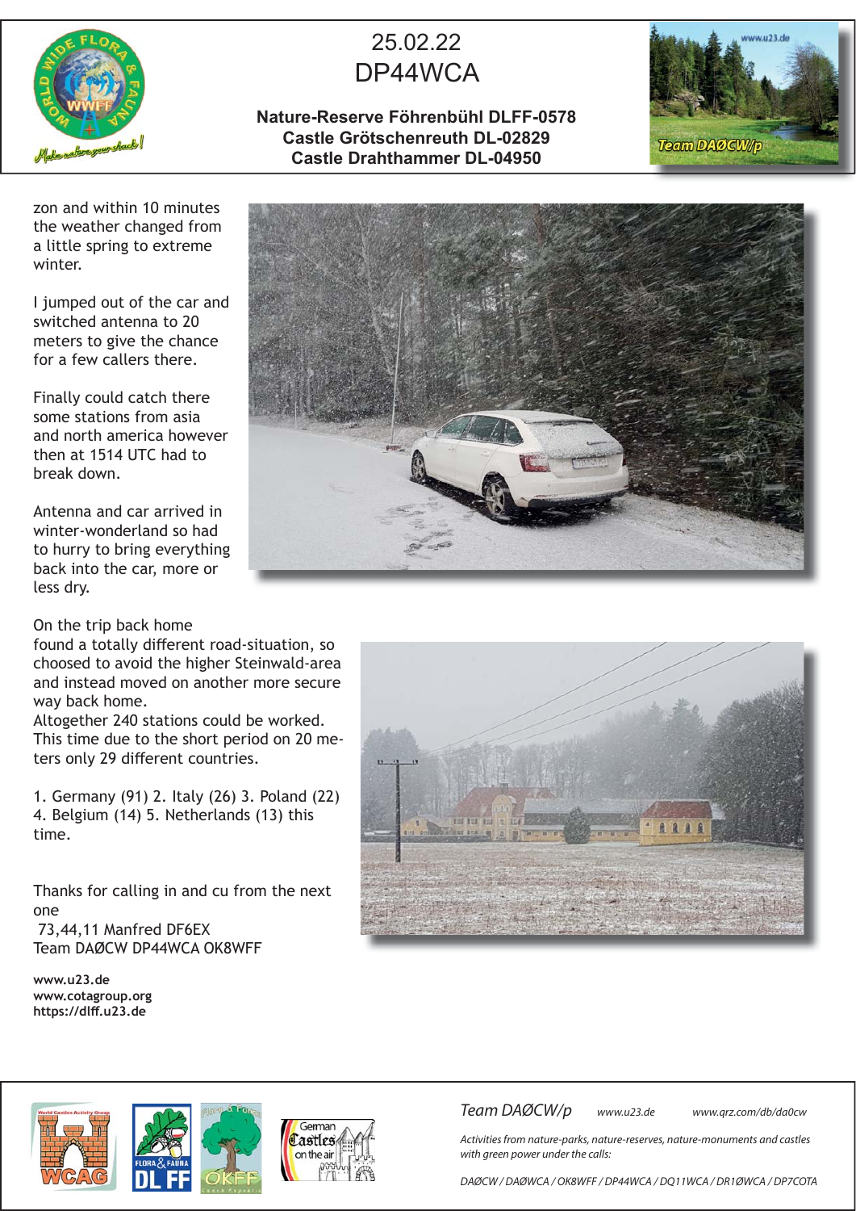# 25.02.22
# DP44WCA

**Nature-Reserve Föhrenbühl DLFF-0578**
**Castle Grötschenreuth DL-02829**
**Castle Drahthammer DL-04950**

zon and within 10 minutes the weather changed from a little spring to extreme winter.

I jumped out of the car and switched antenna to 20 meters to give the chance for a few callers there.

Finally could catch there some stations from asia and north america however then at 1514 UTC had to break down.

Antenna and car arrived in winter-wonderland so had to hurry to bring everything back into the car, more or less dry.

On the trip back home found a totally different road-situation, so choosed to avoid the higher Steinwald-area and instead moved on another more secure way back home.
Altogether 240 stations could be worked.
This time due to the short period on 20 meters only 29 different countries.

1. Germany (91) 2. Italy (26) 3. Poland (22) 4. Belgium (14) 5. Netherlands (13) this time.

Thanks for calling in and cu from the next one
73,44,11 Manfred DF6EX
Team DAØCW DP44WCA OK8WFF

**www.u23.de**
**www.cotagroup.org**
**https://dlff.u23.de**

*Team DAØCW/p* *www.u23.de* *www.qrz.com/db/da0cw*

*Activities from nature-parks, nature-reserves, nature-monuments and castles with green power under the calls:*

*DAØCW / DAØWCA / OK8WFF / DP44WCA / DQ11WCA / DR1ØWCA / DP7COTA*